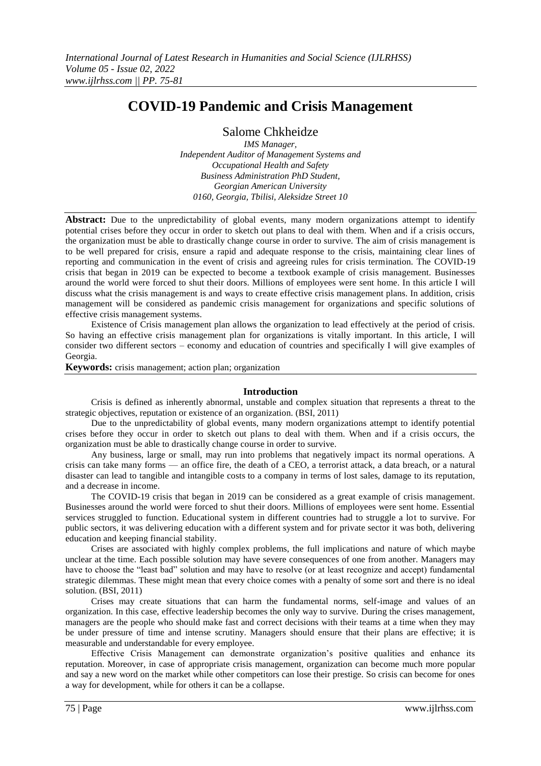# COVID-19 Pandemic and Crisis Management

Salome Chkheidze

*IMS Manager,*
*Independent Auditor of Management Systems and Occupational Health and Safety*
*Business Administration PhD Student,*
*Georgian American University*
*0160, Georgia, Tbilisi, Aleksidze Street 10*

---

**Abstract:** Due to the unpredictability of global events, many modern organizations attempt to identify potential crises before they occur in order to sketch out plans to deal with them. When and if a crisis occurs, the organization must be able to drastically change course in order to survive. The aim of crisis management is to be well prepared for crisis, ensure a rapid and adequate response to the crisis, maintaining clear lines of reporting and communication in the event of crisis and agreeing rules for crisis termination. The COVID-19 crisis that began in 2019 can be expected to become a textbook example of crisis management. Businesses around the world were forced to shut their doors. Millions of employees were sent home. In this article I will discuss what the crisis management is and ways to create effective crisis management plans. In addition, crisis management will be considered as pandemic crisis management for organizations and specific solutions of effective crisis management systems.

Existence of Crisis management plan allows the organization to lead effectively at the period of crisis. So having an effective crisis management plan for organizations is vitally important. In this article, I will consider two different sectors – economy and education of countries and specifically I will give examples of Georgia.

**Keywords:** crisis management; action plan; organization

---

## Introduction

Crisis is defined as inherently abnormal, unstable and complex situation that represents a threat to the strategic objectives, reputation or existence of an organization. (BSI, 2011)

Due to the unpredictability of global events, many modern organizations attempt to identify potential crises before they occur in order to sketch out plans to deal with them. When and if a crisis occurs, the organization must be able to drastically change course in order to survive.

Any business, large or small, may run into problems that negatively impact its normal operations. A crisis can take many forms — an office fire, the death of a CEO, a terrorist attack, a data breach, or a natural disaster can lead to tangible and intangible costs to a company in terms of lost sales, damage to its reputation, and a decrease in income.

The COVID-19 crisis that began in 2019 can be considered as a great example of crisis management. Businesses around the world were forced to shut their doors. Millions of employees were sent home. Essential services struggled to function. Educational system in different countries had to struggle a lot to survive. For public sectors, it was delivering education with a different system and for private sector it was both, delivering education and keeping financial stability.

Crises are associated with highly complex problems, the full implications and nature of which maybe unclear at the time. Each possible solution may have severe consequences of one from another. Managers may have to choose the "least bad" solution and may have to resolve (or at least recognize and accept) fundamental strategic dilemmas. These might mean that every choice comes with a penalty of some sort and there is no ideal solution. (BSI, 2011)

Crises may create situations that can harm the fundamental norms, self-image and values of an organization. In this case, effective leadership becomes the only way to survive. During the crises management, managers are the people who should make fast and correct decisions with their teams at a time when they may be under pressure of time and intense scrutiny. Managers should ensure that their plans are effective; it is measurable and understandable for every employee.

Effective Crisis Management can demonstrate organization's positive qualities and enhance its reputation. Moreover, in case of appropriate crisis management, organization can become much more popular and say a new word on the market while other competitors can lose their prestige. So crisis can become for ones a way for development, while for others it can be a collapse.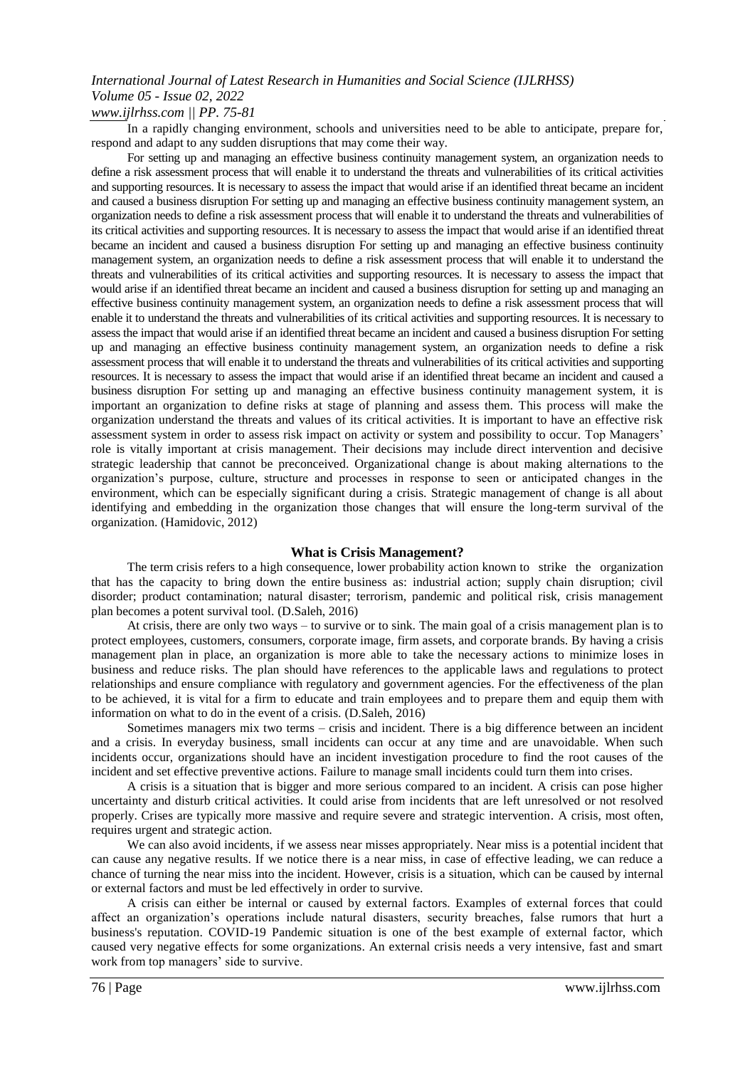In a rapidly changing environment, schools and universities need to be able to anticipate, prepare for, respond and adapt to any sudden disruptions that may come their way.

For setting up and managing an effective business continuity management system, an organization needs to define a risk assessment process that will enable it to understand the threats and vulnerabilities of its critical activities and supporting resources. It is necessary to assess the impact that would arise if an identified threat became an incident and caused a business disruption For setting up and managing an effective business continuity management system, an organization needs to define a risk assessment process that will enable it to understand the threats and vulnerabilities of its critical activities and supporting resources. It is necessary to assess the impact that would arise if an identified threat became an incident and caused a business disruption For setting up and managing an effective business continuity management system, an organization needs to define a risk assessment process that will enable it to understand the threats and vulnerabilities of its critical activities and supporting resources. It is necessary to assess the impact that would arise if an identified threat became an incident and caused a business disruption for setting up and managing an effective business continuity management system, an organization needs to define a risk assessment process that will enable it to understand the threats and vulnerabilities of its critical activities and supporting resources. It is necessary to assess the impact that would arise if an identified threat became an incident and caused a business disruption For setting up and managing an effective business continuity management system, an organization needs to define a risk assessment process that will enable it to understand the threats and vulnerabilities of its critical activities and supporting resources. It is necessary to assess the impact that would arise if an identified threat became an incident and caused a business disruption For setting up and managing an effective business continuity management system, it is important an organization to define risks at stage of planning and assess them. This process will make the organization understand the threats and values of its critical activities. It is important to have an effective risk assessment system in order to assess risk impact on activity or system and possibility to occur. Top Managers' role is vitally important at crisis management. Their decisions may include direct intervention and decisive strategic leadership that cannot be preconceived. Organizational change is about making alternations to the organization's purpose, culture, structure and processes in response to seen or anticipated changes in the environment, which can be especially significant during a crisis. Strategic management of change is all about identifying and embedding in the organization those changes that will ensure the long-term survival of the organization. (Hamidovic, 2012)

## What is Crisis Management?

The term crisis refers to a high consequence, lower probability action known to strike the organization that has the capacity to bring down the entire business as: industrial action; supply chain disruption; civil disorder; product contamination; natural disaster; terrorism, pandemic and political risk, crisis management plan becomes a potent survival tool. (D.Saleh, 2016)

At crisis, there are only two ways – to survive or to sink. The main goal of a crisis management plan is to protect employees, customers, consumers, corporate image, firm assets, and corporate brands. By having a crisis management plan in place, an organization is more able to take the necessary actions to minimize loses in business and reduce risks. The plan should have references to the applicable laws and regulations to protect relationships and ensure compliance with regulatory and government agencies. For the effectiveness of the plan to be achieved, it is vital for a firm to educate and train employees and to prepare them and equip them with information on what to do in the event of a crisis. (D.Saleh, 2016)

Sometimes managers mix two terms – crisis and incident. There is a big difference between an incident and a crisis. In everyday business, small incidents can occur at any time and are unavoidable. When such incidents occur, organizations should have an incident investigation procedure to find the root causes of the incident and set effective preventive actions. Failure to manage small incidents could turn them into crises.

A crisis is a situation that is bigger and more serious compared to an incident. A crisis can pose higher uncertainty and disturb critical activities. It could arise from incidents that are left unresolved or not resolved properly. Crises are typically more massive and require severe and strategic intervention. A crisis, most often, requires urgent and strategic action.

We can also avoid incidents, if we assess near misses appropriately. Near miss is a potential incident that can cause any negative results. If we notice there is a near miss, in case of effective leading, we can reduce a chance of turning the near miss into the incident. However, crisis is a situation, which can be caused by internal or external factors and must be led effectively in order to survive.

A crisis can either be internal or caused by external factors. Examples of external forces that could affect an organization's operations include natural disasters, security breaches, false rumors that hurt a business's reputation. COVID-19 Pandemic situation is one of the best example of external factor, which caused very negative effects for some organizations. An external crisis needs a very intensive, fast and smart work from top managers' side to survive.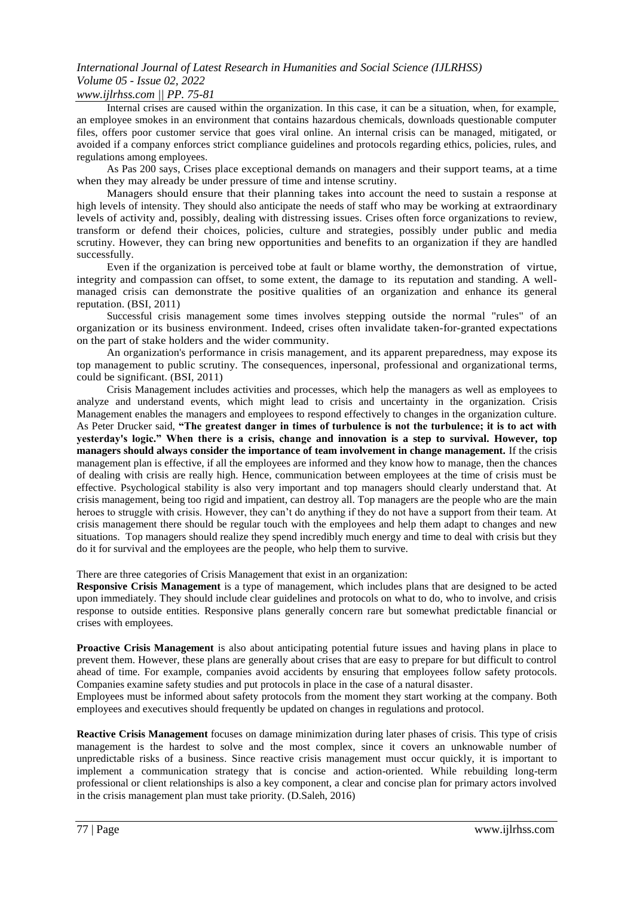Internal crises are caused within the organization. In this case, it can be a situation, when, for example, an employee smokes in an environment that contains hazardous chemicals, downloads questionable computer files, offers poor customer service that goes viral online. An internal crisis can be managed, mitigated, or avoided if a company enforces strict compliance guidelines and protocols regarding ethics, policies, rules, and regulations among employees.

As Pas 200 says, Crises place exceptional demands on managers and their support teams, at a time when they may already be under pressure of time and intense scrutiny.

Managers should ensure that their planning takes into account the need to sustain a response at high levels of intensity. They should also anticipate the needs of staff who may be working at extraordinary levels of activity and, possibly, dealing with distressing issues. Crises often force organizations to review, transform or defend their choices, policies, culture and strategies, possibly under public and media scrutiny. However, they can bring new opportunities and benefits to an organization if they are handled successfully.

Even if the organization is perceived tobe at fault or blame worthy, the demonstration of virtue, integrity and compassion can offset, to some extent, the damage to its reputation and standing. A well-managed crisis can demonstrate the positive qualities of an organization and enhance its general reputation. (BSI, 2011)

Successful crisis management some times involves stepping outside the normal "rules" of an organization or its business environment. Indeed, crises often invalidate taken-for-granted expectations on the part of stake holders and the wider community.

An organization's performance in crisis management, and its apparent preparedness, may expose its top management to public scrutiny. The consequences, inpersonal, professional and organizational terms, could be significant. (BSI, 2011)

Crisis Management includes activities and processes, which help the managers as well as employees to analyze and understand events, which might lead to crisis and uncertainty in the organization. Crisis Management enables the managers and employees to respond effectively to changes in the organization culture. As Peter Drucker said, **"The greatest danger in times of turbulence is not the turbulence; it is to act with yesterday's logic." When there is a crisis, change and innovation is a step to survival. However, top managers should always consider the importance of team involvement in change management.** If the crisis management plan is effective, if all the employees are informed and they know how to manage, then the chances of dealing with crisis are really high. Hence, communication between employees at the time of crisis must be effective. Psychological stability is also very important and top managers should clearly understand that. At crisis management, being too rigid and impatient, can destroy all. Top managers are the people who are the main heroes to struggle with crisis. However, they can't do anything if they do not have a support from their team. At crisis management there should be regular touch with the employees and help them adapt to changes and new situations. Top managers should realize they spend incredibly much energy and time to deal with crisis but they do it for survival and the employees are the people, who help them to survive.

There are three categories of Crisis Management that exist in an organization:

**Responsive Crisis Management** is a type of management, which includes plans that are designed to be acted upon immediately. They should include clear guidelines and protocols on what to do, who to involve, and crisis response to outside entities. Responsive plans generally concern rare but somewhat predictable financial or crises with employees.

**Proactive Crisis Management** is also about anticipating potential future issues and having plans in place to prevent them. However, these plans are generally about crises that are easy to prepare for but difficult to control ahead of time. For example, companies avoid accidents by ensuring that employees follow safety protocols. Companies examine safety studies and put protocols in place in the case of a natural disaster.

Employees must be informed about safety protocols from the moment they start working at the company. Both employees and executives should frequently be updated on changes in regulations and protocol.

**Reactive Crisis Management** focuses on damage minimization during later phases of crisis. This type of crisis management is the hardest to solve and the most complex, since it covers an unknowable number of unpredictable risks of a business. Since reactive crisis management must occur quickly, it is important to implement a communication strategy that is concise and action-oriented. While rebuilding long-term professional or client relationships is also a key component, a clear and concise plan for primary actors involved in the crisis management plan must take priority. (D.Saleh, 2016)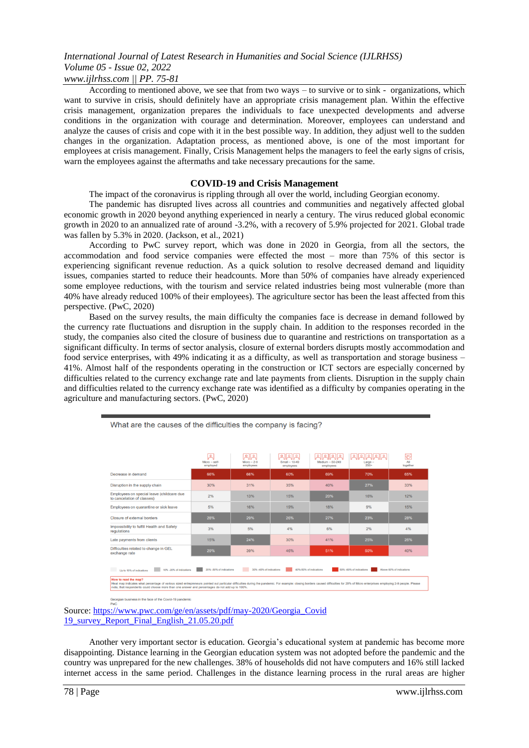According to mentioned above, we see that from two ways – to survive or to sink - organizations, which want to survive in crisis, should definitely have an appropriate crisis management plan. Within the effective crisis management, organization prepares the individuals to face unexpected developments and adverse conditions in the organization with courage and determination. Moreover, employees can understand and analyze the causes of crisis and cope with it in the best possible way. In addition, they adjust well to the sudden changes in the organization. Adaptation process, as mentioned above, is one of the most important for employees at crisis management. Finally, Crisis Management helps the managers to feel the early signs of crisis, warn the employees against the aftermaths and take necessary precautions for the same.

## COVID-19 and Crisis Management

The impact of the coronavirus is rippling through all over the world, including Georgian economy.

The pandemic has disrupted lives across all countries and communities and negatively affected global economic growth in 2020 beyond anything experienced in nearly a century. The virus reduced global economic growth in 2020 to an annualized rate of around -3.2%, with a recovery of 5.9% projected for 2021. Global trade was fallen by 5.3% in 2020. (Jackson, et al., 2021)

According to PwC survey report, which was done in 2020 in Georgia, from all the sectors, the accommodation and food service companies were effected the most – more than 75% of this sector is experiencing significant revenue reduction. As a quick solution to resolve decreased demand and liquidity issues, companies started to reduce their headcounts. More than 50% of companies have already experienced some employee reductions, with the tourism and service related industries being most vulnerable (more than 40% have already reduced 100% of their employees). The agriculture sector has been the least affected from this perspective. (PwC, 2020)

Based on the survey results, the main difficulty the companies face is decrease in demand followed by the currency rate fluctuations and disruption in the supply chain. In addition to the responses recorded in the study, the companies also cited the closure of business due to quarantine and restrictions on transportation as a significant difficulty. In terms of sector analysis, closure of external borders disrupts mostly accommodation and food service enterprises, with 49% indicating it as a difficulty, as well as transportation and storage business – 41%. Almost half of the respondents operating in the construction or ICT sectors are especially concerned by difficulties related to the currency exchange rate and late payments from clients. Disruption in the supply chain and difficulties related to the currency exchange rate was identified as a difficulty by companies operating in the agriculture and manufacturing sectors. (PwC, 2020)

What are the causes of the difficulties the company is facing?

| | Micro – self-employed | Micro – 2-9 employees | Small – 10-49 employees | Medium – 50-249 employees | Large – 250+ | All together |
|---|---|---|---|---|---|---|
| Decrease in demand | 66% | 66% | 60% | 69% | 70% | 65% |
| Disruption in the supply chain | 30% | 31% | 35% | 40% | 27% | 33% |
| Employees on special leave (childcare due to cancelation of classes) | 2% | 13% | 15% | 20% | 16% | 12% |
| Employees on quarantine or sick leave | 5% | 16% | 19% | 18% | 9% | 15% |
| Closure of external borders | 28% | 29% | 26% | 27% | 23% | 28% |
| Impossibility to fulfill Health and Safety regulations | 3% | 5% | 4% | 6% | 2% | 4% |
| Late payments from clients | 15% | 24% | 30% | 41% | 25% | 26% |
| Difficulties related to change in GEL exchange rate | 29% | 39% | 46% | 51% | 50% | 40% |

Up to 10% of indications; 10% -20% of indications; 20% -30% of indications; 30% -40% of indications; 40%-50% of indications; 50% -60% of indications; Above 60% of indications

How to read the map? Heat map indicates what percentage of various sized entrepreneurs pointed out particular difficulties during the pandemic. For example: closing borders caused difficulties for 29% of Micro enterprises employing 2-9 people. Please note, that respondents could choose more than one answer and percentages do not add up to 100%.

Georgian business in the face of the Covid-19 pandemic
PwC

Source: https://www.pwc.com/ge/en/assets/pdf/may-2020/Georgia_Covid19_survey_Report_Final_English_21.05.20.pdf

Another very important sector is education. Georgia's educational system at pandemic has become more disappointing. Distance learning in the Georgian education system was not adopted before the pandemic and the country was unprepared for the new challenges. 38% of households did not have computers and 16% still lacked internet access in the same period. Challenges in the distance learning process in the rural areas are higher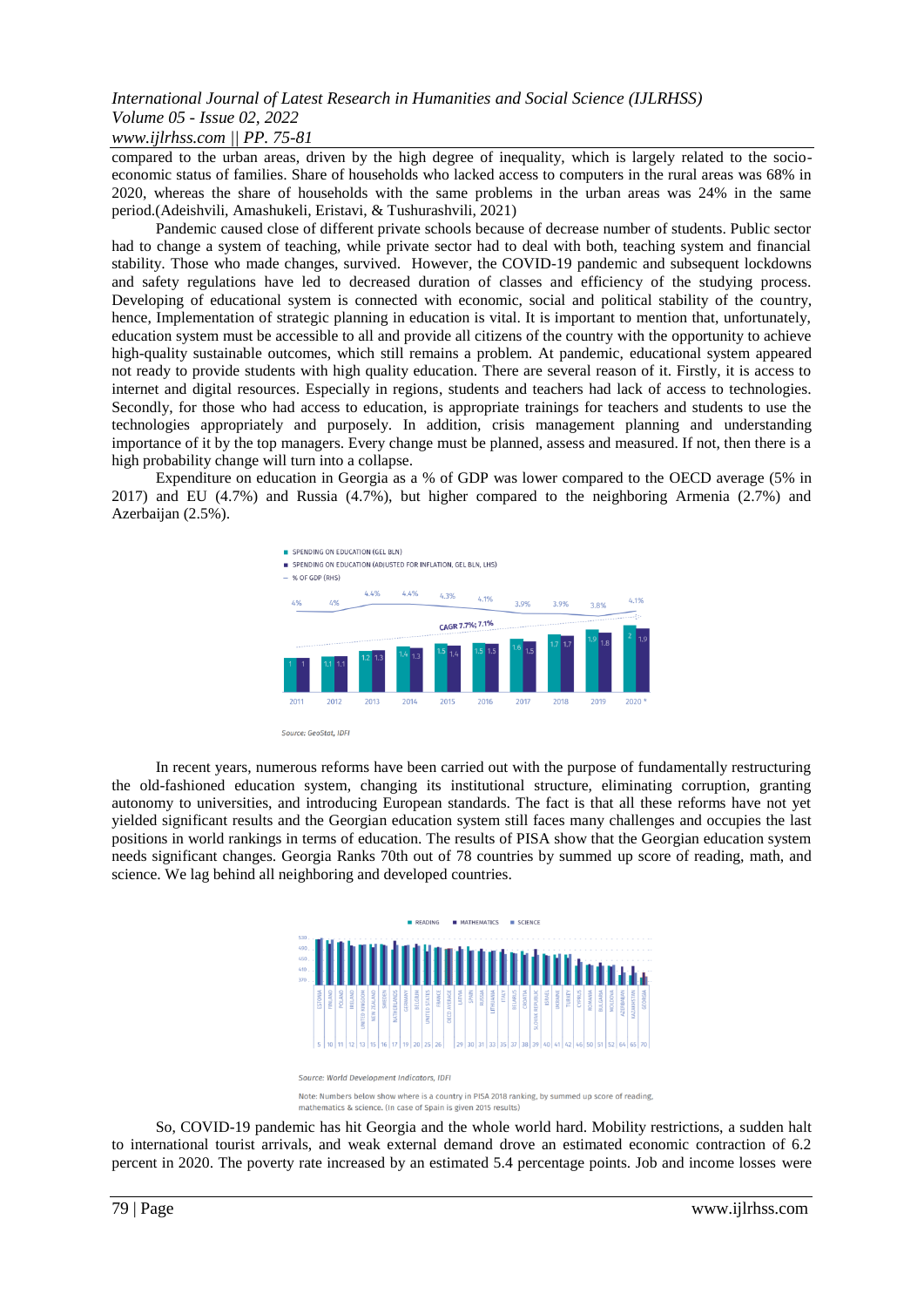compared to the urban areas, driven by the high degree of inequality, which is largely related to the socio-economic status of families. Share of households who lacked access to computers in the rural areas was 68% in 2020, whereas the share of households with the same problems in the urban areas was 24% in the same period.(Adeishvili, Amashukeli, Eristavi, & Tushurashvili, 2021)

Pandemic caused close of different private schools because of decrease number of students. Public sector had to change a system of teaching, while private sector had to deal with both, teaching system and financial stability. Those who made changes, survived. However, the COVID-19 pandemic and subsequent lockdowns and safety regulations have led to decreased duration of classes and efficiency of the studying process. Developing of educational system is connected with economic, social and political stability of the country, hence, Implementation of strategic planning in education is vital. It is important to mention that, unfortunately, education system must be accessible to all and provide all citizens of the country with the opportunity to achieve high-quality sustainable outcomes, which still remains a problem. At pandemic, educational system appeared not ready to provide students with high quality education. There are several reason of it. Firstly, it is access to internet and digital resources. Especially in regions, students and teachers had lack of access to technologies. Secondly, for those who had access to education, is appropriate trainings for teachers and students to use the technologies appropriately and purposely. In addition, crisis management planning and understanding importance of it by the top managers. Every change must be planned, assess and measured. If not, then there is a high probability change will turn into a collapse.

Expenditure on education in Georgia as a % of GDP was lower compared to the OECD average (5% in 2017) and EU (4.7%) and Russia (4.7%), but higher compared to the neighboring Armenia (2.7%) and Azerbaijan (2.5%).

Source: GeoStat, IDFI

In recent years, numerous reforms have been carried out with the purpose of fundamentally restructuring the old-fashioned education system, changing its institutional structure, eliminating corruption, granting autonomy to universities, and introducing European standards. The fact is that all these reforms have not yet yielded significant results and the Georgian education system still faces many challenges and occupies the last positions in world rankings in terms of education. The results of PISA show that the Georgian education system needs significant changes. Georgia Ranks 70th out of 78 countries by summed up score of reading, math, and science. We lag behind all neighboring and developed countries.

Source: World Development Indicators, IDFI

Note: Numbers below show where is a country in PISA 2018 ranking, by summed up score of reading, mathematics & science. (In case of Spain is given 2015 results)

So, COVID-19 pandemic has hit Georgia and the whole world hard. Mobility restrictions, a sudden halt to international tourist arrivals, and weak external demand drove an estimated economic contraction of 6.2 percent in 2020. The poverty rate increased by an estimated 5.4 percentage points. Job and income losses were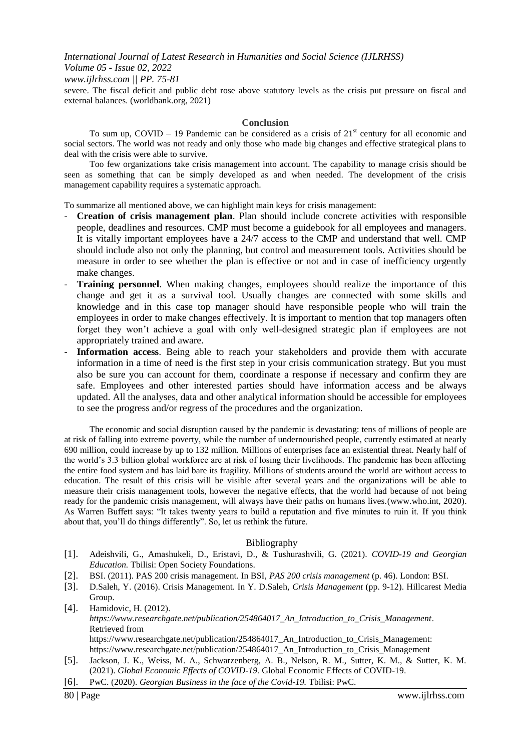severe. The fiscal deficit and public debt rose above statutory levels as the crisis put pressure on fiscal and external balances. (worldbank.org, 2021)

## Conclusion

To sum up, COVID – 19 Pandemic can be considered as a crisis of 21st century for all economic and social sectors. The world was not ready and only those who made big changes and effective strategical plans to deal with the crisis were able to survive.

Too few organizations take crisis management into account. The capability to manage crisis should be seen as something that can be simply developed as and when needed. The development of the crisis management capability requires a systematic approach.

To summarize all mentioned above, we can highlight main keys for crisis management:

- **Creation of crisis management plan**. Plan should include concrete activities with responsible people, deadlines and resources. CMP must become a guidebook for all employees and managers. It is vitally important employees have a 24/7 access to the CMP and understand that well. CMP should include also not only the planning, but control and measurement tools. Activities should be measure in order to see whether the plan is effective or not and in case of inefficiency urgently make changes.
- **Training personnel**. When making changes, employees should realize the importance of this change and get it as a survival tool. Usually changes are connected with some skills and knowledge and in this case top manager should have responsible people who will train the employees in order to make changes effectively. It is important to mention that top managers often forget they won't achieve a goal with only well-designed strategic plan if employees are not appropriately trained and aware.
- **Information access**. Being able to reach your stakeholders and provide them with accurate information in a time of need is the first step in your crisis communication strategy. But you must also be sure you can account for them, coordinate a response if necessary and confirm they are safe. Employees and other interested parties should have information access and be always updated. All the analyses, data and other analytical information should be accessible for employees to see the progress and/or regress of the procedures and the organization.

The economic and social disruption caused by the pandemic is devastating: tens of millions of people are at risk of falling into extreme poverty, while the number of undernourished people, currently estimated at nearly 690 million, could increase by up to 132 million. Millions of enterprises face an existential threat. Nearly half of the world's 3.3 billion global workforce are at risk of losing their livelihoods. The pandemic has been affecting the entire food system and has laid bare its fragility. Millions of students around the world are without access to education. The result of this crisis will be visible after several years and the organizations will be able to measure their crisis management tools, however the negative effects, that the world had because of not being ready for the pandemic crisis management, will always have their paths on humans lives.(www.who.int, 2020). As Warren Buffett says: "It takes twenty years to build a reputation and five minutes to ruin it. If you think about that, you'll do things differently". So, let us rethink the future.

## Bibliography

[1]. Adeishvili, G., Amashukeli, D., Eristavi, D., & Tushurashvili, G. (2021). *COVID-19 and Georgian Education.* Tbilisi: Open Society Foundations.

[2]. BSI. (2011). PAS 200 crisis management. In BSI, *PAS 200 crisis management* (p. 46). London: BSI.

[3]. D.Saleh, Y. (2016). Crisis Management. In Y. D.Saleh, *Crisis Management* (pp. 9-12). Hillcarest Media Group.

[4]. Hamidovic, H. (2012). *https://www.researchgate.net/publication/254864017_An_Introduction_to_Crisis_Management*. Retrieved from https://www.researchgate.net/publication/254864017_An_Introduction_to_Crisis_Management: https://www.researchgate.net/publication/254864017_An_Introduction_to_Crisis_Management

[5]. Jackson, J. K., Weiss, M. A., Schwarzenberg, A. B., Nelson, R. M., Sutter, K. M., & Sutter, K. M. (2021). *Global Economic Effects of COVID-19.* Global Economic Effects of COVID-19.

[6]. PwC. (2020). *Georgian Business in the face of the Covid-19.* Tbilisi: PwC.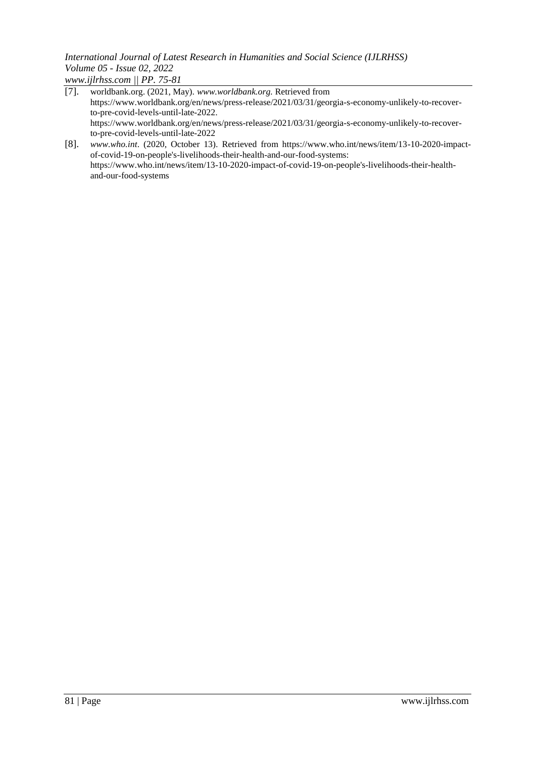[7]. worldbank.org. (2021, May). *www.worldbank.org.* Retrieved from https://www.worldbank.org/en/news/press-release/2021/03/31/georgia-s-economy-unlikely-to-recover-to-pre-covid-levels-until-late-2022. https://www.worldbank.org/en/news/press-release/2021/03/31/georgia-s-economy-unlikely-to-recover-to-pre-covid-levels-until-late-2022

[8]. *www.who.int*. (2020, October 13). Retrieved from https://www.who.int/news/item/13-10-2020-impact-of-covid-19-on-people's-livelihoods-their-health-and-our-food-systems: https://www.who.int/news/item/13-10-2020-impact-of-covid-19-on-people's-livelihoods-their-health-and-our-food-systems